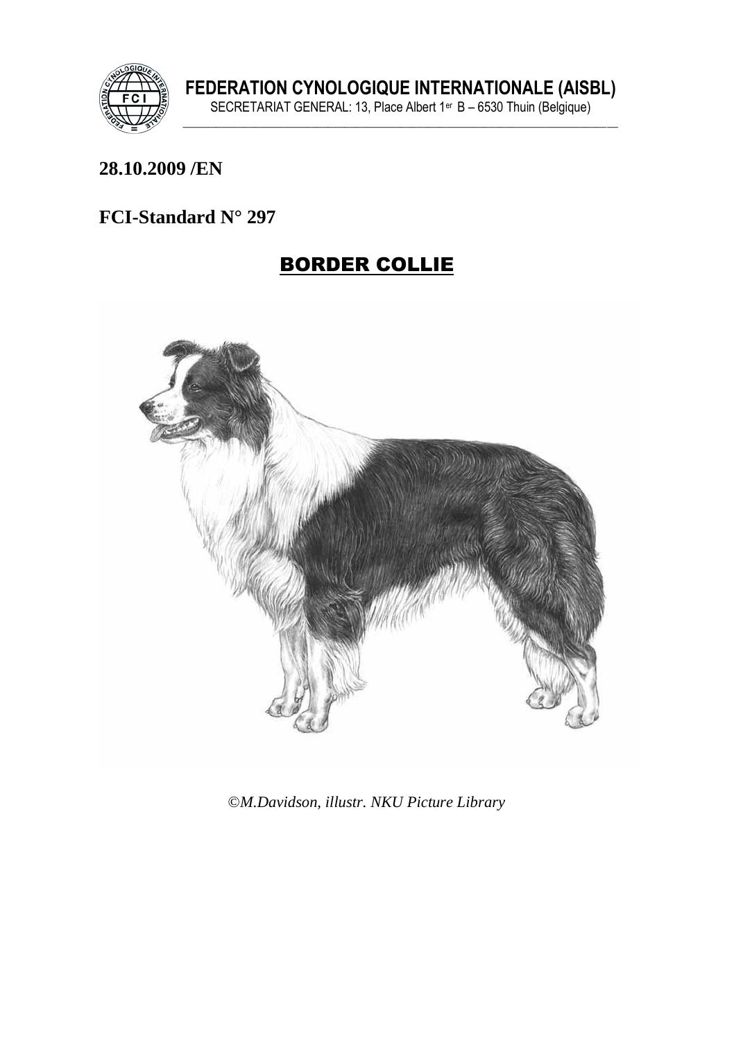**FEDERATION CYNOLOGIQUE INTERNATIONALE (AISBL)**

SECRETARIAT GENERAL: 13, Place Albert 1er B – 6530 Thuin (Belgique)

**28.10.2009 /EN**

**FCI-Standard N° 297**

# BORDER COLLIE

*©M.Davidson, illustr. NKU Picture Library*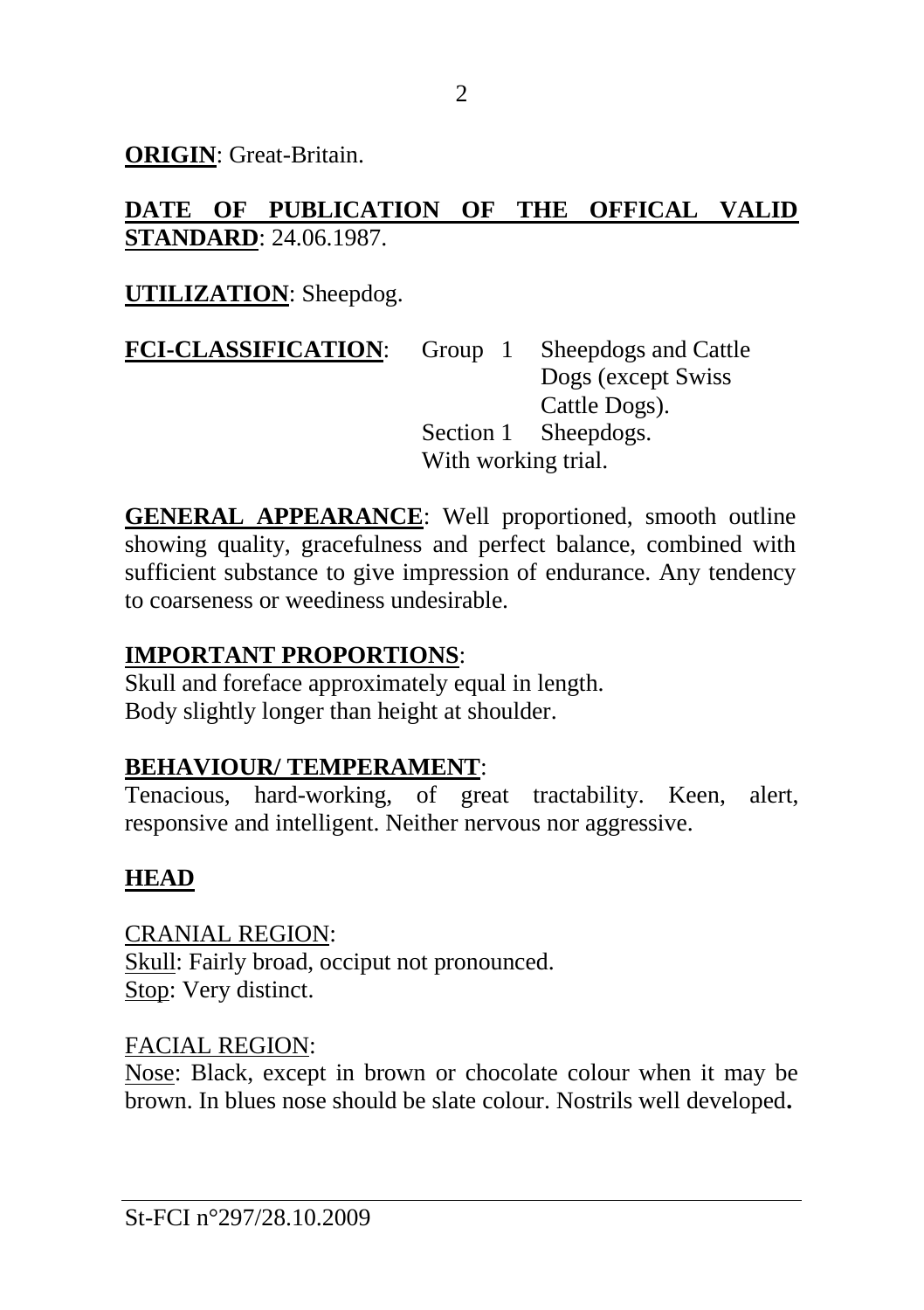**ORIGIN**: Great-Britain.

**DATE OF PUBLICATION OF THE OFFICAL VALID STANDARD**: 24.06.1987.

**UTILIZATION**: Sheepdog.

**FCI-CLASSIFICATION**: Group 1 Sheepdogs and Cattle Dogs (except Swiss Cattle Dogs).
Section 1 Sheepdogs.
With working trial.

**GENERAL APPEARANCE**: Well proportioned, smooth outline showing quality, gracefulness and perfect balance, combined with sufficient substance to give impression of endurance. Any tendency to coarseness or weediness undesirable.

**IMPORTANT PROPORTIONS**:
Skull and foreface approximately equal in length.
Body slightly longer than height at shoulder.

**BEHAVIOUR/ TEMPERAMENT**:
Tenacious, hard-working, of great tractability. Keen, alert, responsive and intelligent. Neither nervous nor aggressive.

## HEAD

CRANIAL REGION:
Skull: Fairly broad, occiput not pronounced.
Stop: Very distinct.

FACIAL REGION:
Nose: Black, except in brown or chocolate colour when it may be brown. In blues nose should be slate colour. Nostrils well developed.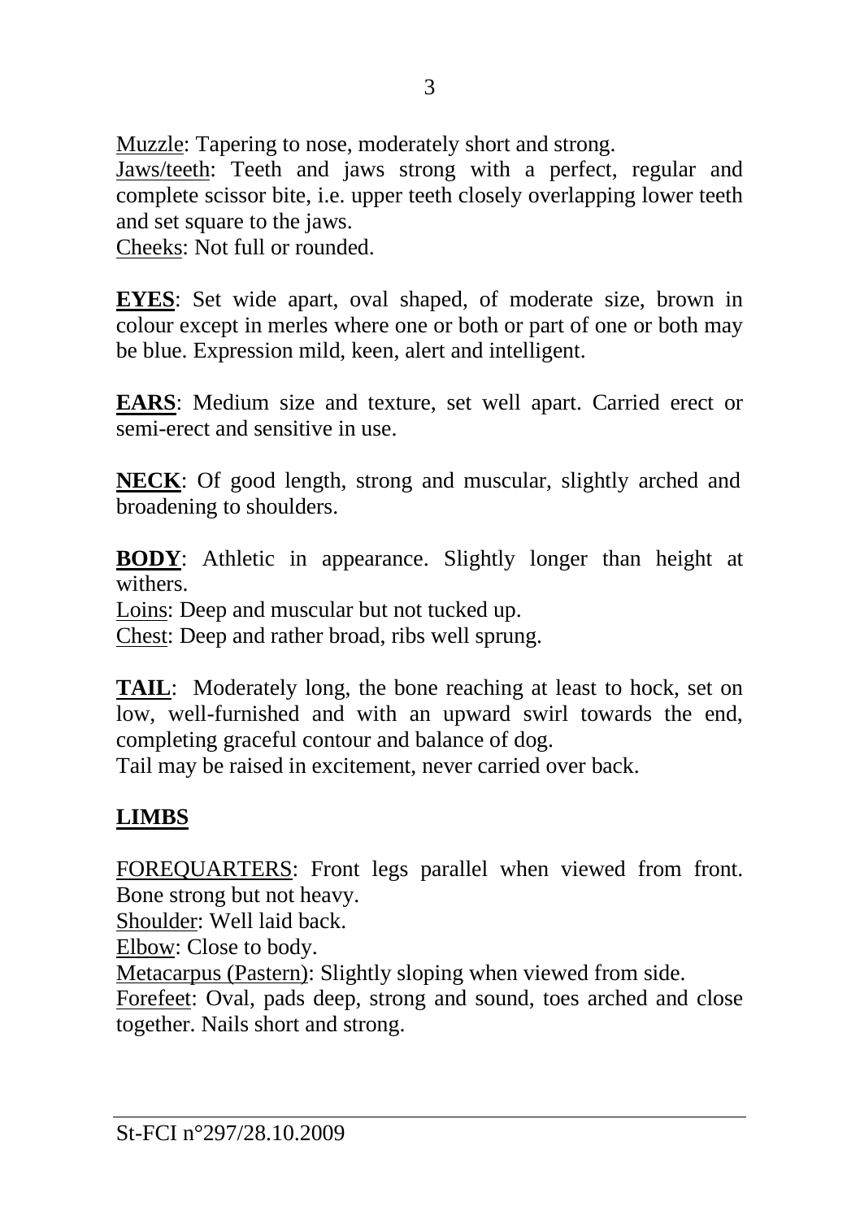Muzzle: Tapering to nose, moderately short and strong.
Jaws/teeth: Teeth and jaws strong with a perfect, regular and complete scissor bite, i.e. upper teeth closely overlapping lower teeth and set square to the jaws.
Cheeks: Not full or rounded.

**EYES**: Set wide apart, oval shaped, of moderate size, brown in colour except in merles where one or both or part of one or both may be blue. Expression mild, keen, alert and intelligent.

**EARS**: Medium size and texture, set well apart. Carried erect or semi-erect and sensitive in use.

**NECK**: Of good length, strong and muscular, slightly arched and broadening to shoulders.

**BODY**: Athletic in appearance. Slightly longer than height at withers.
Loins: Deep and muscular but not tucked up.
Chest: Deep and rather broad, ribs well sprung.

**TAIL**: Moderately long, the bone reaching at least to hock, set on low, well-furnished and with an upward swirl towards the end, completing graceful contour and balance of dog.
Tail may be raised in excitement, never carried over back.

## LIMBS

FOREQUARTERS: Front legs parallel when viewed from front. Bone strong but not heavy.
Shoulder: Well laid back.
Elbow: Close to body.
Metacarpus (Pastern): Slightly sloping when viewed from side.
Forefeet: Oval, pads deep, strong and sound, toes arched and close together. Nails short and strong.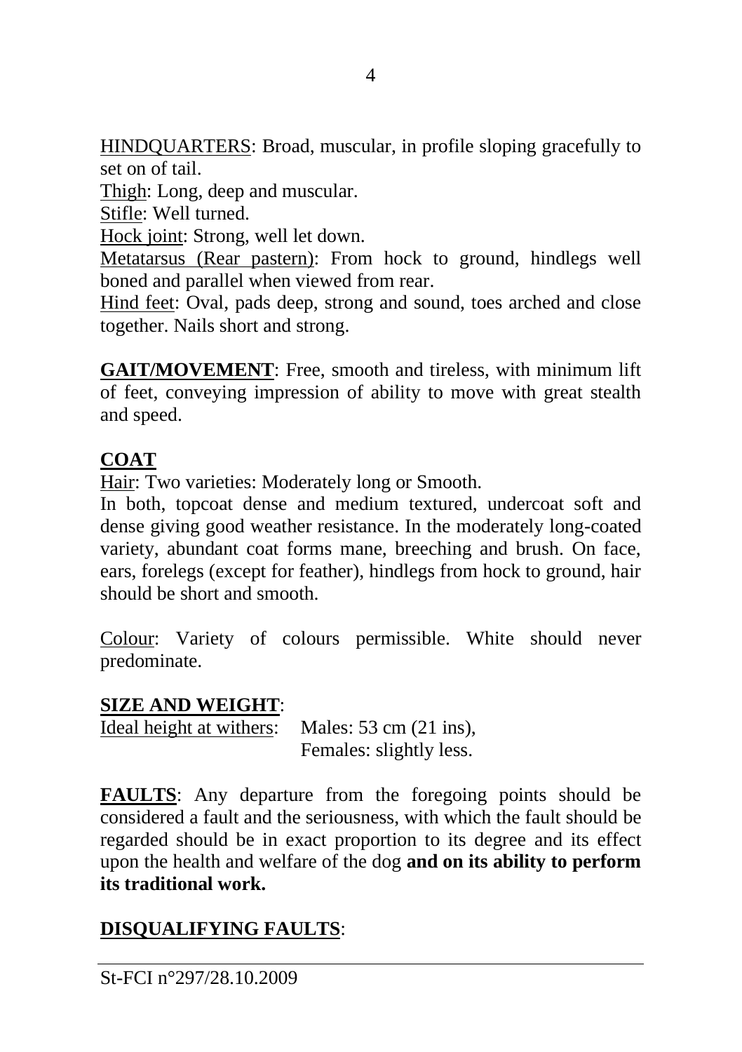HINDQUARTERS: Broad, muscular, in profile sloping gracefully to set on of tail.

Thigh: Long, deep and muscular.

Stifle: Well turned.

Hock joint: Strong, well let down.

Metatarsus (Rear pastern): From hock to ground, hindlegs well boned and parallel when viewed from rear.

Hind feet: Oval, pads deep, strong and sound, toes arched and close together. Nails short and strong.

**GAIT/MOVEMENT**: Free, smooth and tireless, with minimum lift of feet, conveying impression of ability to move with great stealth and speed.

**COAT**

Hair: Two varieties: Moderately long or Smooth.

In both, topcoat dense and medium textured, undercoat soft and dense giving good weather resistance. In the moderately long-coated variety, abundant coat forms mane, breeching and brush. On face, ears, forelegs (except for feather), hindlegs from hock to ground, hair should be short and smooth.

Colour: Variety of colours permissible. White should never predominate.

**SIZE AND WEIGHT**:

Ideal height at withers: Males: 53 cm (21 ins),
Females: slightly less.

**FAULTS**: Any departure from the foregoing points should be considered a fault and the seriousness, with which the fault should be regarded should be in exact proportion to its degree and its effect upon the health and welfare of the dog **and on its ability to perform its traditional work.**

**DISQUALIFYING FAULTS**:

St-FCI n°297/28.10.2009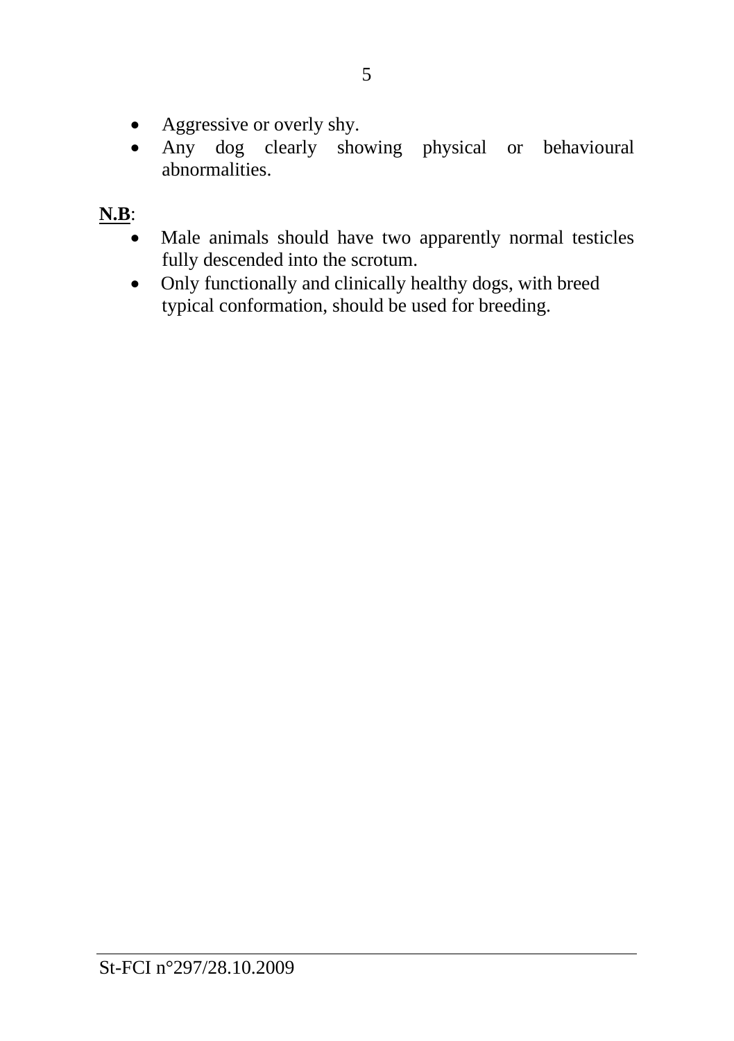- Aggressive or overly shy.
- Any dog clearly showing physical or behavioural abnormalities.

**N.B**:

- Male animals should have two apparently normal testicles fully descended into the scrotum.
- Only functionally and clinically healthy dogs, with breed typical conformation, should be used for breeding.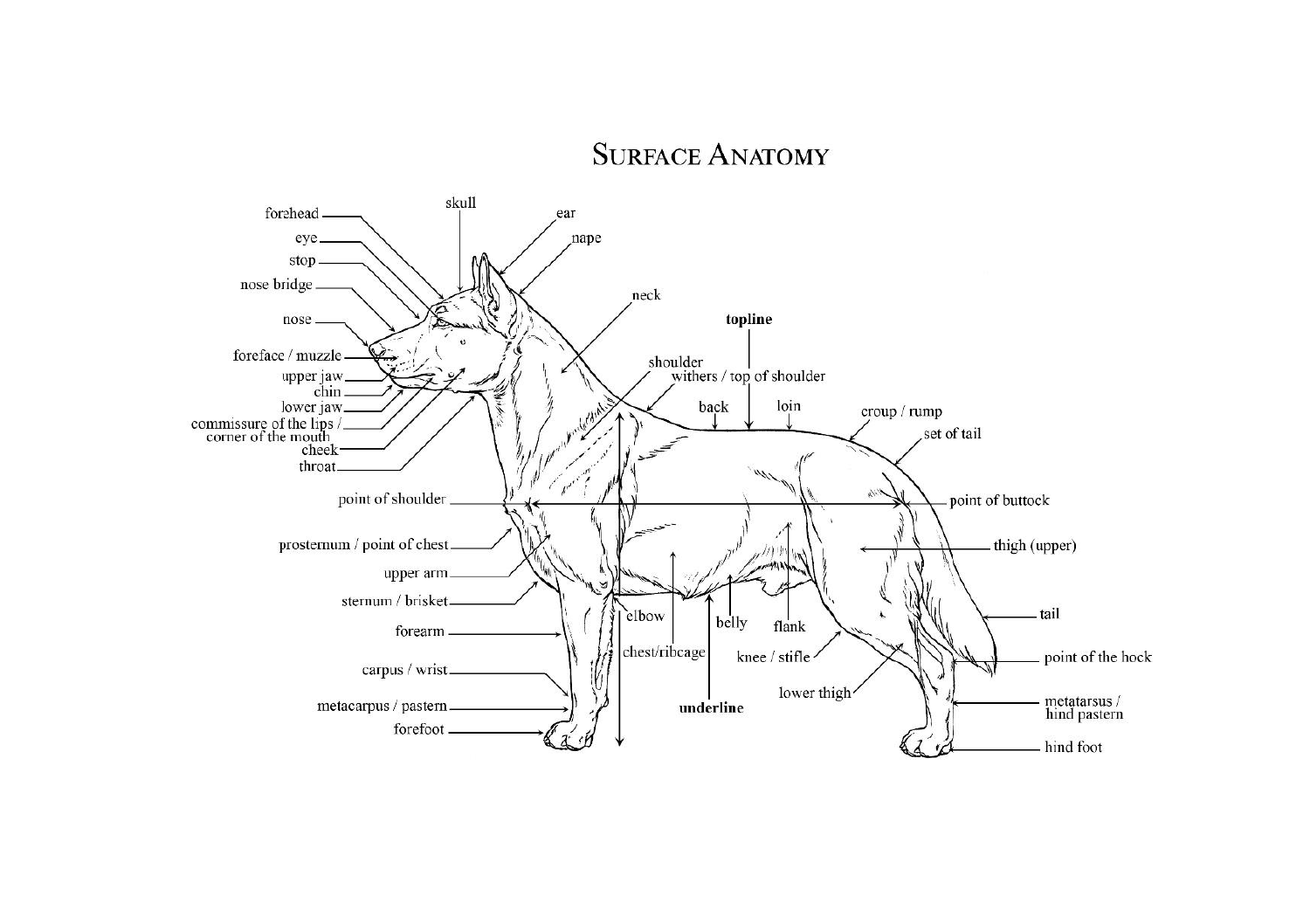# Surface Anatomy

forehead
eye
stop
nose bridge
nose
foreface / muzzle
upper jaw
chin
lower jaw
commissure of the lips / corner of the mouth
cheek
throat
skull
ear
nape
neck
shoulder
withers / top of shoulder
**topline**
back
loin
croup / rump
set of tail
point of shoulder
point of buttock
prosternum / point of chest
thigh (upper)
upper arm
sternum / brisket
elbow
belly
flank
tail
forearm
chest/ribcage
knee / stifle
point of the hock
carpus / wrist
lower thigh
metacarpus / pastern
**underline**
metatarsus / hind pastern
forefoot
hind foot